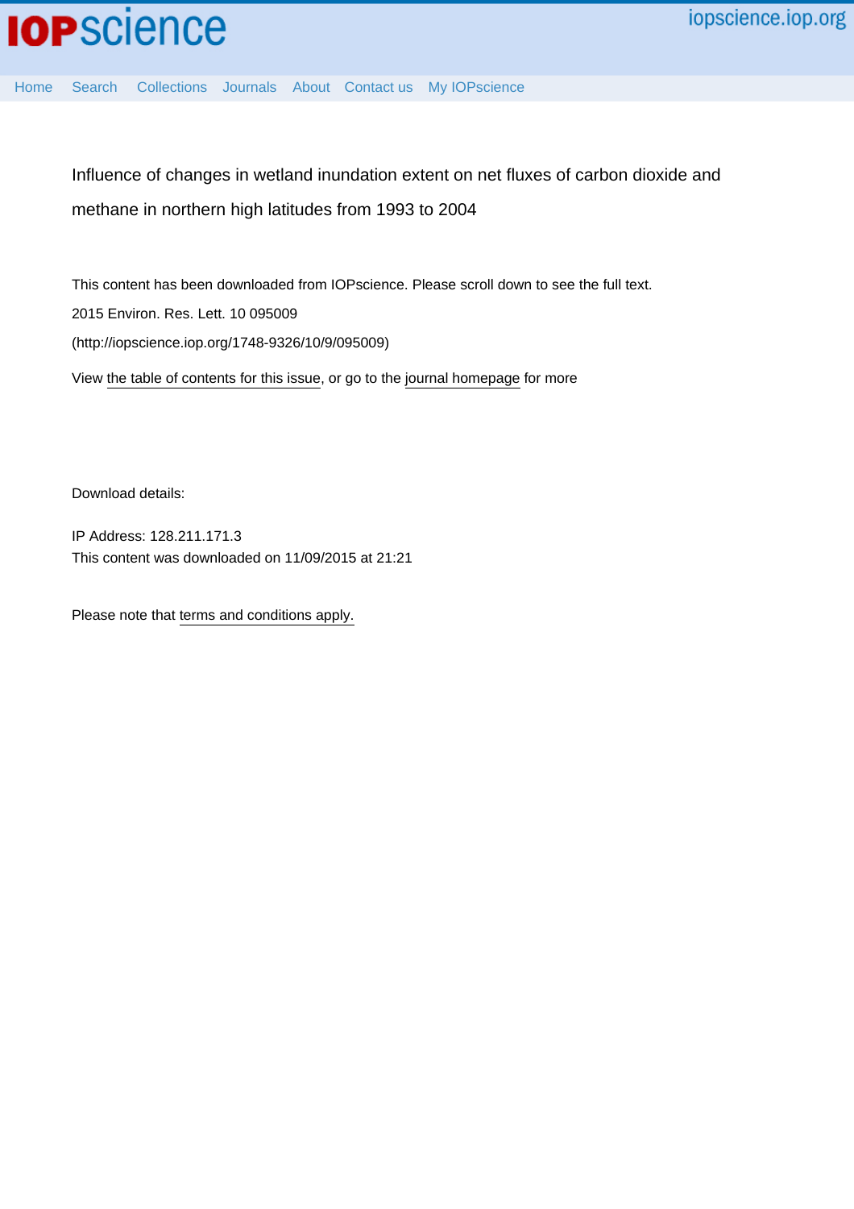# Influence of changes in wetland inundation extent on net fluxes of carbon dioxide and methane in northern high latitudes from 1993 to 2004

This content has been downloaded from IOPscience. Please scroll down to see the full text.

2015 Environ. Res. Lett. 10 095009

(http://iopscience.iop.org/1748-9326/10/9/095009)

View the table of contents for this issue, or go to the journal homepage for more

Download details:

IP Address: 128.211.171.3

This content was downloaded on 11/09/2015 at 21:21

Please note that terms and conditions apply.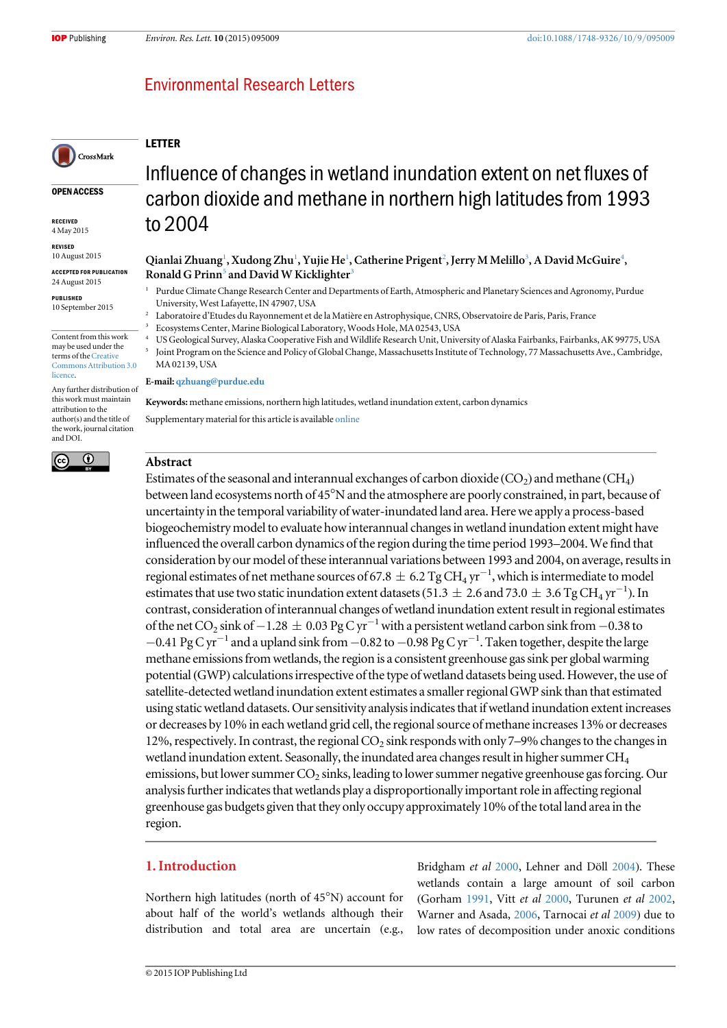Environmental Research Letters

LETTER

# Influence of changes in wetland inundation extent on net fluxes of carbon dioxide and methane in northern high latitudes from 1993 to 2004

**Qianlai Zhuang**[1], **Xudong Zhu**[1], **Yujie He**[1], **Catherine Prigent**[2], **Jerry M Melillo**[3], **A David McGuire**[4], **Ronald G Prinn**[5] **and David W Kicklighter**[3]

[1] Purdue Climate Change Research Center and Departments of Earth, Atmospheric and Planetary Sciences and Agronomy, Purdue University, West Lafayette, IN 47907, USA

[2] Laboratoire d'Etudes du Rayonnement et de la Matière en Astrophysique, CNRS, Observatoire de Paris, Paris, France

[3] Ecosystems Center, Marine Biological Laboratory, Woods Hole, MA 02543, USA

[4] US Geological Survey, Alaska Cooperative Fish and Wildlife Research Unit, University of Alaska Fairbanks, Fairbanks, AK 99775, USA

[5] Joint Program on the Science and Policy of Global Change, Massachusetts Institute of Technology, 77 Massachusetts Ave., Cambridge, MA 02139, USA

**E-mail:** qzhuang@purdue.edu

**Keywords:** methane emissions, northern high latitudes, wetland inundation extent, carbon dynamics

Supplementary material for this article is available online

OPEN ACCESS

RECEIVED
4 May 2015

REVISED
10 August 2015

ACCEPTED FOR PUBLICATION
24 August 2015

PUBLISHED
10 September 2015

Content from this work may be used under the terms of the Creative Commons Attribution 3.0 licence.

Any further distribution of this work must maintain attribution to the author(s) and the title of the work, journal citation and DOI.

## Abstract

Estimates of the seasonal and interannual exchanges of carbon dioxide ($CO_2$) and methane ($CH_4$) between land ecosystems north of 45°N and the atmosphere are poorly constrained, in part, because of uncertainty in the temporal variability of water-inundated land area. Here we apply a process-based biogeochemistry model to evaluate how interannual changes in wetland inundation extent might have influenced the overall carbon dynamics of the region during the time period 1993–2004. We find that consideration by our model of these interannual variations between 1993 and 2004, on average, results in regional estimates of net methane sources of $67.8 \pm 6.2$ Tg $CH_4$ yr$^{-1}$, which is intermediate to model estimates that use two static inundation extent datasets ($51.3 \pm 2.6$ and $73.0 \pm 3.6$ Tg $CH_4$ yr$^{-1}$). In contrast, consideration of interannual changes of wetland inundation extent result in regional estimates of the net $CO_2$ sink of $-1.28 \pm 0.03$ Pg C yr$^{-1}$ with a persistent wetland carbon sink from $-0.38$ to $-0.41$ Pg C yr$^{-1}$ and a upland sink from $-0.82$ to $-0.98$ Pg C yr$^{-1}$. Taken together, despite the large methane emissions from wetlands, the region is a consistent greenhouse gas sink per global warming potential (GWP) calculations irrespective of the type of wetland datasets being used. However, the use of satellite-detected wetland inundation extent estimates a smaller regional GWP sink than that estimated using static wetland datasets. Our sensitivity analysis indicates that if wetland inundation extent increases or decreases by 10% in each wetland grid cell, the regional source of methane increases 13% or decreases 12%, respectively. In contrast, the regional $CO_2$ sink responds with only 7–9% changes to the changes in wetland inundation extent. Seasonally, the inundated area changes result in higher summer $CH_4$ emissions, but lower summer $CO_2$ sinks, leading to lower summer negative greenhouse gas forcing. Our analysis further indicates that wetlands play a disproportionally important role in affecting regional greenhouse gas budgets given that they only occupy approximately 10% of the total land area in the region.

## 1. Introduction

Northern high latitudes (north of 45°N) account for about half of the world's wetlands although their distribution and total area are uncertain (e.g., Bridgham *et al* 2000, Lehner and Döll 2004). These wetlands contain a large amount of soil carbon (Gorham 1991, Vitt *et al* 2000, Turunen *et al* 2002, Warner and Asada, 2006, Tarnocai *et al* 2009) due to low rates of decomposition under anoxic conditions

© 2015 IOP Publishing Ltd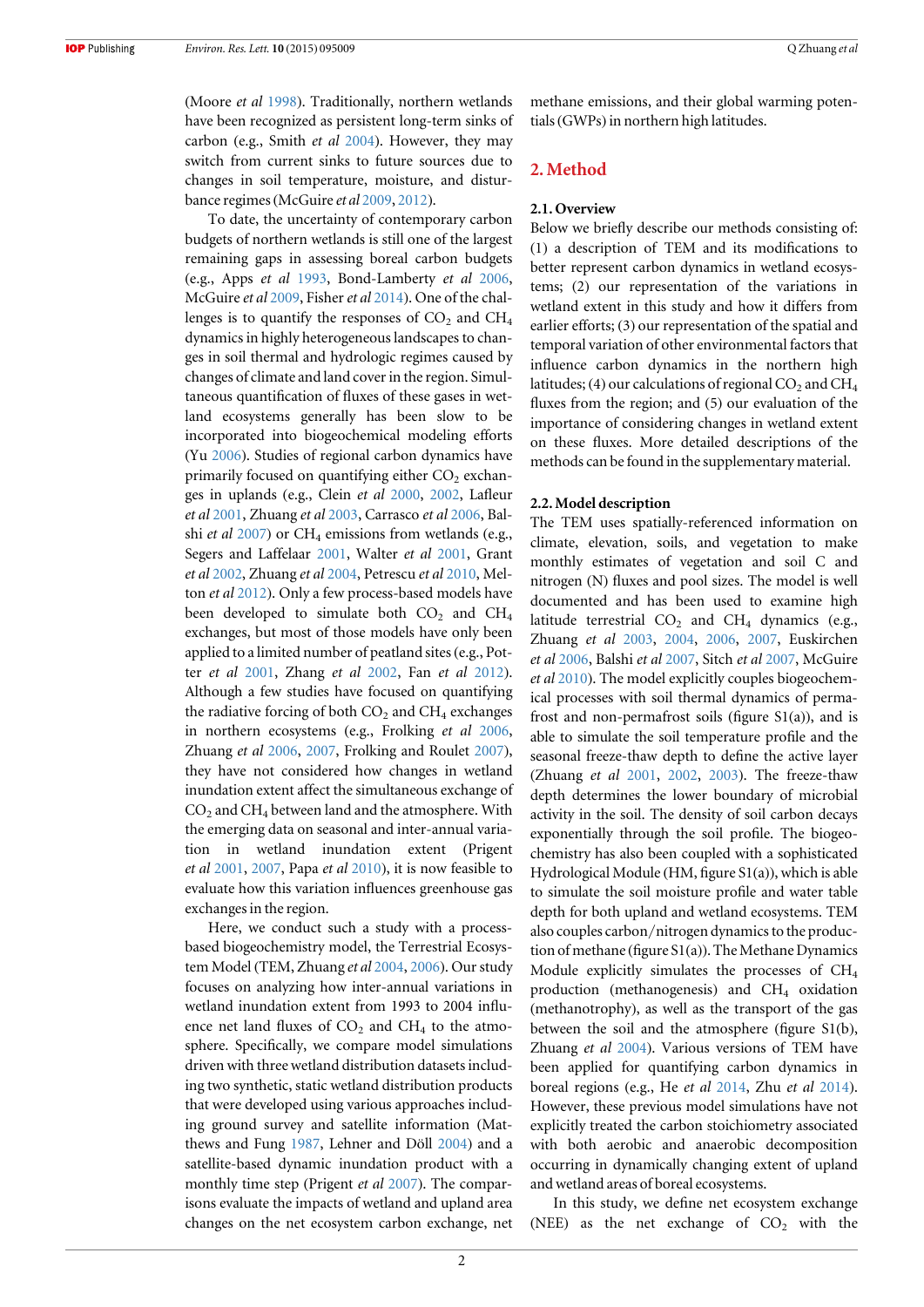(Moore *et al* 1998). Traditionally, northern wetlands have been recognized as persistent long-term sinks of carbon (e.g., Smith *et al* 2004). However, they may switch from current sinks to future sources due to changes in soil temperature, moisture, and disturbance regimes (McGuire *et al* 2009, 2012).

To date, the uncertainty of contemporary carbon budgets of northern wetlands is still one of the largest remaining gaps in assessing boreal carbon budgets (e.g., Apps *et al* 1993, Bond-Lamberty *et al* 2006, McGuire *et al* 2009, Fisher *et al* 2014). One of the challenges is to quantify the responses of $CO_2$ and $CH_4$ dynamics in highly heterogeneous landscapes to changes in soil thermal and hydrologic regimes caused by changes of climate and land cover in the region. Simultaneous quantification of fluxes of these gases in wetland ecosystems generally has been slow to be incorporated into biogeochemical modeling efforts (Yu 2006). Studies of regional carbon dynamics have primarily focused on quantifying either $CO_2$ exchanges in uplands (e.g., Clein *et al* 2000, 2002, Lafleur *et al* 2001, Zhuang *et al* 2003, Carrasco *et al* 2006, Balshi *et al* 2007) or $CH_4$ emissions from wetlands (e.g., Segers and Laffelaar 2001, Walter *et al* 2001, Grant *et al* 2002, Zhuang *et al* 2004, Petrescu *et al* 2010, Melton *et al* 2012). Only a few process-based models have been developed to simulate both $CO_2$ and $CH_4$ exchanges, but most of those models have only been applied to a limited number of peatland sites (e.g., Potter *et al* 2001, Zhang *et al* 2002, Fan *et al* 2012). Although a few studies have focused on quantifying the radiative forcing of both $CO_2$ and $CH_4$ exchanges in northern ecosystems (e.g., Frolking *et al* 2006, Zhuang *et al* 2006, 2007, Frolking and Roulet 2007), they have not considered how changes in wetland inundation extent affect the simultaneous exchange of $CO_2$ and $CH_4$ between land and the atmosphere. With the emerging data on seasonal and inter-annual variation in wetland inundation extent (Prigent *et al* 2001, 2007, Papa *et al* 2010), it is now feasible to evaluate how this variation influences greenhouse gas exchanges in the region.

Here, we conduct such a study with a process-based biogeochemistry model, the Terrestrial Ecosystem Model (TEM, Zhuang *et al* 2004, 2006). Our study focuses on analyzing how inter-annual variations in wetland inundation extent from 1993 to 2004 influence net land fluxes of $CO_2$ and $CH_4$ to the atmosphere. Specifically, we compare model simulations driven with three wetland distribution datasets including two synthetic, static wetland distribution products that were developed using various approaches including ground survey and satellite information (Matthews and Fung 1987, Lehner and Döll 2004) and a satellite-based dynamic inundation product with a monthly time step (Prigent *et al* 2007). The comparisons evaluate the impacts of wetland and upland area changes on the net ecosystem carbon exchange, net methane emissions, and their global warming potentials (GWPs) in northern high latitudes.

## 2. Method

### 2.1. Overview

Below we briefly describe our methods consisting of: (1) a description of TEM and its modifications to better represent carbon dynamics in wetland ecosystems; (2) our representation of the variations in wetland extent in this study and how it differs from earlier efforts; (3) our representation of the spatial and temporal variation of other environmental factors that influence carbon dynamics in the northern high latitudes; (4) our calculations of regional $CO_2$ and $CH_4$ fluxes from the region; and (5) our evaluation of the importance of considering changes in wetland extent on these fluxes. More detailed descriptions of the methods can be found in the supplementary material.

### 2.2. Model description

The TEM uses spatially-referenced information on climate, elevation, soils, and vegetation to make monthly estimates of vegetation and soil C and nitrogen (N) fluxes and pool sizes. The model is well documented and has been used to examine high latitude terrestrial $CO_2$ and $CH_4$ dynamics (e.g., Zhuang *et al* 2003, 2004, 2006, 2007, Euskirchen *et al* 2006, Balshi *et al* 2007, Sitch *et al* 2007, McGuire *et al* 2010). The model explicitly couples biogeochemical processes with soil thermal dynamics of permafrost and non-permafrost soils (figure S1(a)), and is able to simulate the soil temperature profile and the seasonal freeze-thaw depth to define the active layer (Zhuang *et al* 2001, 2002, 2003). The freeze-thaw depth determines the lower boundary of microbial activity in the soil. The density of soil carbon decays exponentially through the soil profile. The biogeochemistry has also been coupled with a sophisticated Hydrological Module (HM, figure S1(a)), which is able to simulate the soil moisture profile and water table depth for both upland and wetland ecosystems. TEM also couples carbon/nitrogen dynamics to the production of methane (figure S1(a)). The Methane Dynamics Module explicitly simulates the processes of $CH_4$ production (methanogenesis) and $CH_4$ oxidation (methanotrophy), as well as the transport of the gas between the soil and the atmosphere (figure S1(b), Zhuang *et al* 2004). Various versions of TEM have been applied for quantifying carbon dynamics in boreal regions (e.g., He *et al* 2014, Zhu *et al* 2014). However, these previous model simulations have not explicitly treated the carbon stoichiometry associated with both aerobic and anaerobic decomposition occurring in dynamically changing extent of upland and wetland areas of boreal ecosystems.

In this study, we define net ecosystem exchange (NEE) as the net exchange of $CO_2$ with the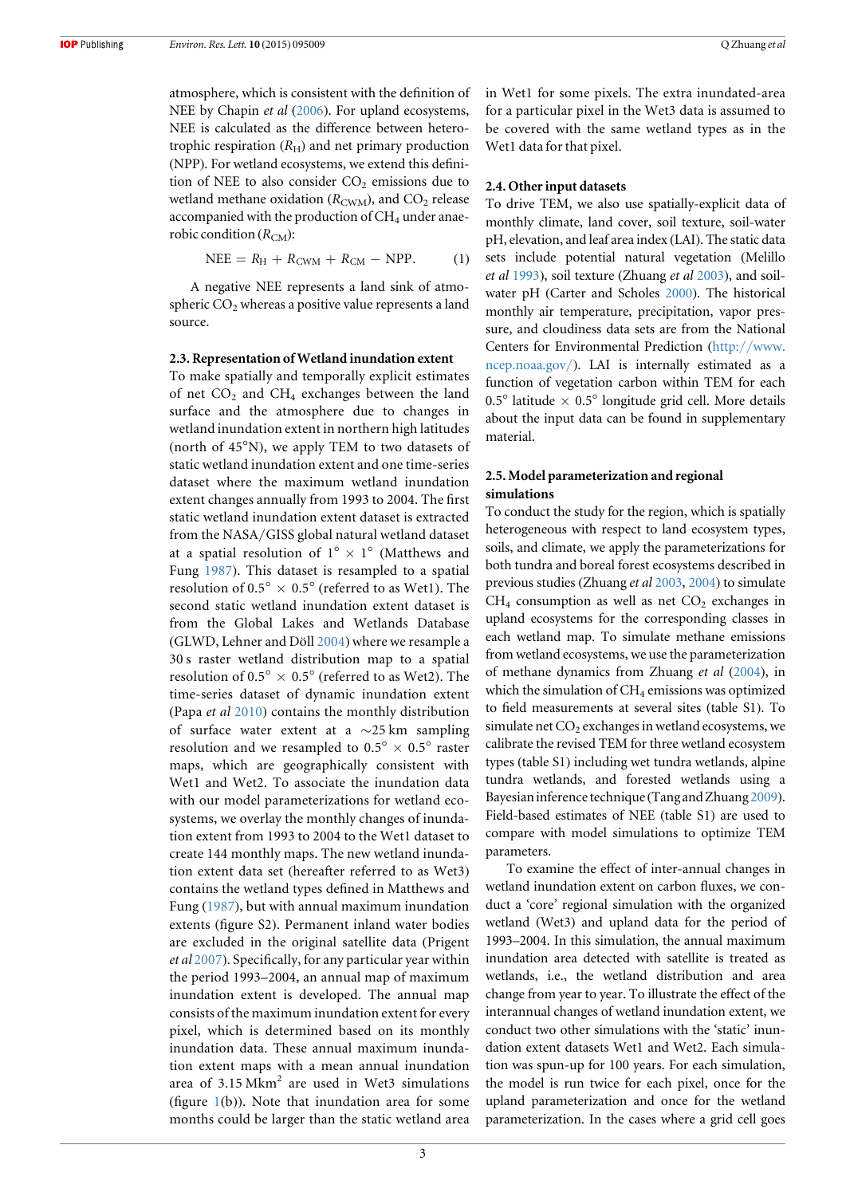atmosphere, which is consistent with the definition of NEE by Chapin *et al* (2006). For upland ecosystems, NEE is calculated as the difference between heterotrophic respiration ($R_H$) and net primary production (NPP). For wetland ecosystems, we extend this definition of NEE to also consider $CO_2$ emissions due to wetland methane oxidation ($R_{CWM}$), and $CO_2$ release accompanied with the production of $CH_4$ under anaerobic condition ($R_{CM}$):

$$\text{NEE} = R_H + R_{CWM} + R_{CM} - \text{NPP}. \quad (1)$$

A negative NEE represents a land sink of atmospheric $CO_2$ whereas a positive value represents a land source.

### 2.3. Representation of Wetland inundation extent

To make spatially and temporally explicit estimates of net $CO_2$ and $CH_4$ exchanges between the land surface and the atmosphere due to changes in wetland inundation extent in northern high latitudes (north of 45°N), we apply TEM to two datasets of static wetland inundation extent and one time-series dataset where the maximum wetland inundation extent changes annually from 1993 to 2004. The first static wetland inundation extent dataset is extracted from the NASA/GISS global natural wetland dataset at a spatial resolution of $1° \times 1°$ (Matthews and Fung 1987). This dataset is resampled to a spatial resolution of $0.5° \times 0.5°$ (referred to as Wet1). The second static wetland inundation extent dataset is from the Global Lakes and Wetlands Database (GLWD, Lehner and Döll 2004) where we resample a 30 s raster wetland distribution map to a spatial resolution of $0.5° \times 0.5°$ (referred to as Wet2). The time-series dataset of dynamic inundation extent (Papa *et al* 2010) contains the monthly distribution of surface water extent at a ~25 km sampling resolution and we resampled to $0.5° \times 0.5°$ raster maps, which are geographically consistent with Wet1 and Wet2. To associate the inundation data with our model parameterizations for wetland ecosystems, we overlay the monthly changes of inundation extent from 1993 to 2004 to the Wet1 dataset to create 144 monthly maps. The new wetland inundation extent data set (hereafter referred to as Wet3) contains the wetland types defined in Matthews and Fung (1987), but with annual maximum inundation extents (figure S2). Permanent inland water bodies are excluded in the original satellite data (Prigent *et al* 2007). Specifically, for any particular year within the period 1993–2004, an annual map of maximum inundation extent is developed. The annual map consists of the maximum inundation extent for every pixel, which is determined based on its monthly inundation data. These annual maximum inundation extent maps with a mean annual inundation area of 3.15 $\text{Mkm}^2$ are used in Wet3 simulations (figure 1(b)). Note that inundation area for some months could be larger than the static wetland area in Wet1 for some pixels. The extra inundated-area for a particular pixel in the Wet3 data is assumed to be covered with the same wetland types as in the Wet1 data for that pixel.

### 2.4. Other input datasets

To drive TEM, we also use spatially-explicit data of monthly climate, land cover, soil texture, soil-water pH, elevation, and leaf area index (LAI). The static data sets include potential natural vegetation (Melillo *et al* 1993), soil texture (Zhuang *et al* 2003), and soil-water pH (Carter and Scholes 2000). The historical monthly air temperature, precipitation, vapor pressure, and cloudiness data sets are from the National Centers for Environmental Prediction (http://www.ncep.noaa.gov/). LAI is internally estimated as a function of vegetation carbon within TEM for each $0.5°$ latitude $\times$ $0.5°$ longitude grid cell. More details about the input data can be found in supplementary material.

### 2.5. Model parameterization and regional simulations

To conduct the study for the region, which is spatially heterogeneous with respect to land ecosystem types, soils, and climate, we apply the parameterizations for both tundra and boreal forest ecosystems described in previous studies (Zhuang *et al* 2003, 2004) to simulate $CH_4$ consumption as well as net $CO_2$ exchanges in upland ecosystems for the corresponding classes in each wetland map. To simulate methane emissions from wetland ecosystems, we use the parameterization of methane dynamics from Zhuang *et al* (2004), in which the simulation of $CH_4$ emissions was optimized to field measurements at several sites (table S1). To simulate net $CO_2$ exchanges in wetland ecosystems, we calibrate the revised TEM for three wetland ecosystem types (table S1) including wet tundra wetlands, alpine tundra wetlands, and forested wetlands using a Bayesian inference technique (Tang and Zhuang 2009). Field-based estimates of NEE (table S1) are used to compare with model simulations to optimize TEM parameters.

To examine the effect of inter-annual changes in wetland inundation extent on carbon fluxes, we conduct a 'core' regional simulation with the organized wetland (Wet3) and upland data for the period of 1993–2004. In this simulation, the annual maximum inundation area detected with satellite is treated as wetlands, i.e., the wetland distribution and area change from year to year. To illustrate the effect of the interannual changes of wetland inundation extent, we conduct two other simulations with the 'static' inundation extent datasets Wet1 and Wet2. Each simulation was spun-up for 100 years. For each simulation, the model is run twice for each pixel, once for the upland parameterization and once for the wetland parameterization. In the cases where a grid cell goes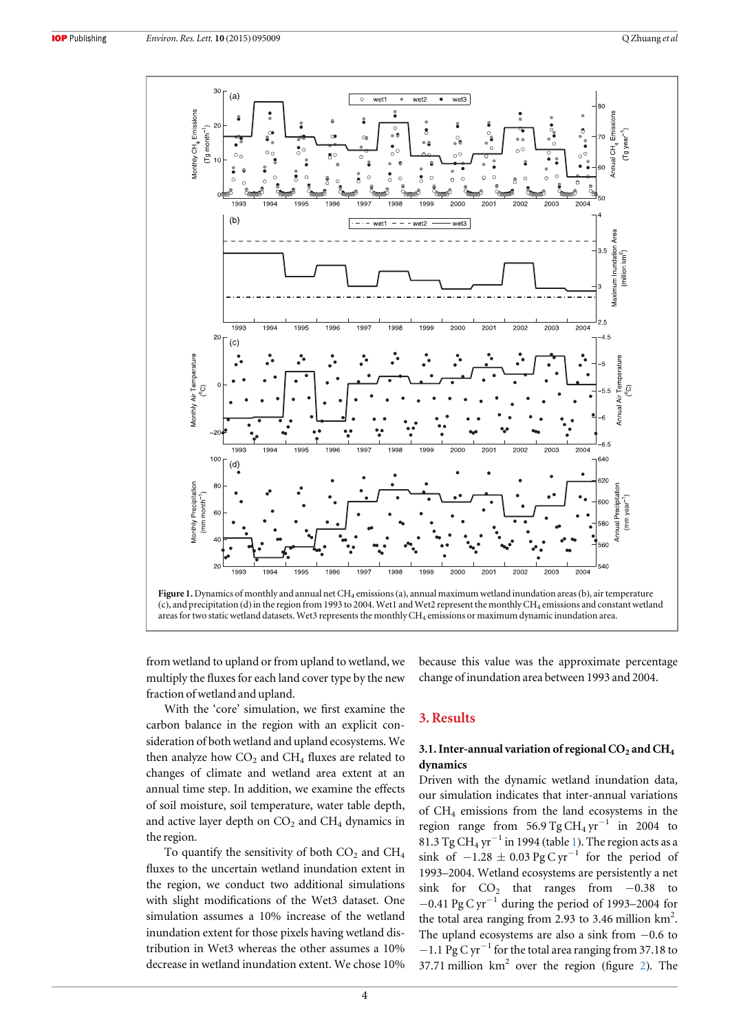Figure 1. Dynamics of monthly and annual net $CH_4$ emissions (a), annual maximum wetland inundation areas (b), air temperature (c), and precipitation (d) in the region from 1993 to 2004. Wet1 and Wet2 represent the monthly $CH_4$ emissions and constant wetland areas for two static wetland datasets. Wet3 represents the monthly $CH_4$ emissions or maximum dynamic inundation area.

from wetland to upland or from upland to wetland, we multiply the fluxes for each land cover type by the new fraction of wetland and upland.

With the 'core' simulation, we first examine the carbon balance in the region with an explicit consideration of both wetland and upland ecosystems. We then analyze how $CO_2$ and $CH_4$ fluxes are related to changes of climate and wetland area extent at an annual time step. In addition, we examine the effects of soil moisture, soil temperature, water table depth, and active layer depth on $CO_2$ and $CH_4$ dynamics in the region.

To quantify the sensitivity of both $CO_2$ and $CH_4$ fluxes to the uncertain wetland inundation extent in the region, we conduct two additional simulations with slight modifications of the Wet3 dataset. One simulation assumes a 10% increase of the wetland inundation extent for those pixels having wetland distribution in Wet3 whereas the other assumes a 10% decrease in wetland inundation extent. We chose 10% because this value was the approximate percentage change of inundation area between 1993 and 2004.

## 3. Results

### 3.1. Inter-annual variation of regional $CO_2$ and $CH_4$ dynamics

Driven with the dynamic wetland inundation data, our simulation indicates that inter-annual variations of $CH_4$ emissions from the land ecosystems in the region range from 56.9 Tg $CH_4$ $yr^{-1}$ in 2004 to 81.3 Tg $CH_4$ $yr^{-1}$ in 1994 (table 1). The region acts as a sink of $-1.28 \pm 0.03$ Pg C $yr^{-1}$ for the period of 1993–2004. Wetland ecosystems are persistently a net sink for $CO_2$ that ranges from $-0.38$ to $-0.41$ Pg C $yr^{-1}$ during the period of 1993–2004 for the total area ranging from 2.93 to 3.46 million $km^2$. The upland ecosystems are also a sink from $-0.6$ to $-1.1$ Pg C $yr^{-1}$ for the total area ranging from 37.18 to 37.71 million $km^2$ over the region (figure 2). The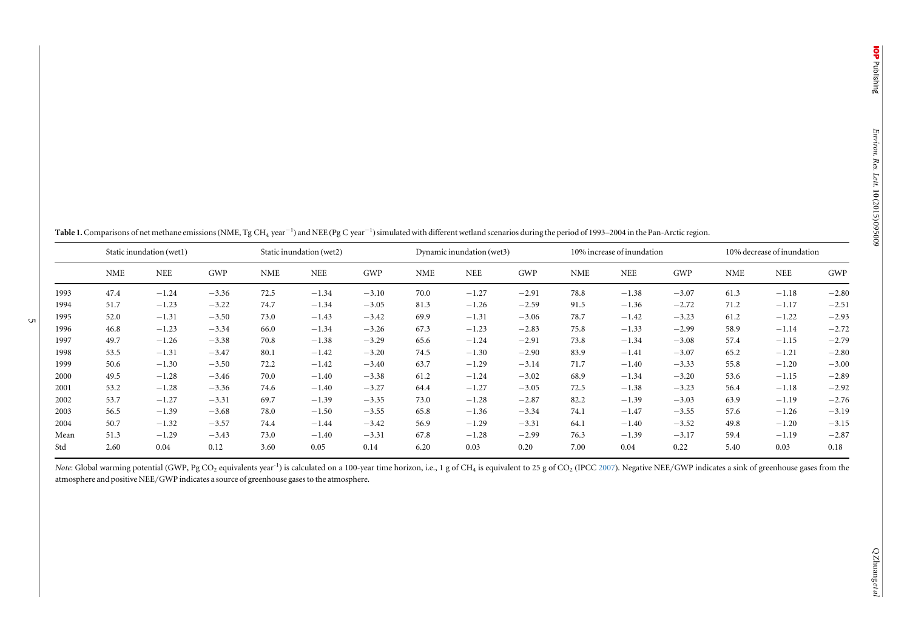**Table 1.** Comparisons of net methane emissions (NME, Tg $CH_4$ year$^{-1}$) and NEE (Pg C year$^{-1}$) simulated with different wetland scenarios during the period of 1993–2004 in the Pan-Arctic region.

| | Static inundation (wet1) | | | Static inundation (wet2) | | | Dynamic inundation (wet3) | | | 10% increase of inundation | | | 10% decrease of inundation | | |
|---|---|---|---|---|---|---|---|---|---|---|---|---|---|---|---|
| | NME | NEE | GWP | NME | NEE | GWP | NME | NEE | GWP | NME | NEE | GWP | NME | NEE | GWP |
| 1993 | 47.4 | −1.24 | −3.36 | 72.5 | −1.34 | −3.10 | 70.0 | −1.27 | −2.91 | 78.8 | −1.38 | −3.07 | 61.3 | −1.18 | −2.80 |
| 1994 | 51.7 | −1.23 | −3.22 | 74.7 | −1.34 | −3.05 | 81.3 | −1.26 | −2.59 | 91.5 | −1.36 | −2.72 | 71.2 | −1.17 | −2.51 |
| 1995 | 52.0 | −1.31 | −3.50 | 73.0 | −1.43 | −3.42 | 69.9 | −1.31 | −3.06 | 78.7 | −1.42 | −3.23 | 61.2 | −1.22 | −2.93 |
| 1996 | 46.8 | −1.23 | −3.34 | 66.0 | −1.34 | −3.26 | 67.3 | −1.23 | −2.83 | 75.8 | −1.33 | −2.99 | 58.9 | −1.14 | −2.72 |
| 1997 | 49.7 | −1.26 | −3.38 | 70.8 | −1.38 | −3.29 | 65.6 | −1.24 | −2.91 | 73.8 | −1.34 | −3.08 | 57.4 | −1.15 | −2.79 |
| 1998 | 53.5 | −1.31 | −3.47 | 80.1 | −1.42 | −3.20 | 74.5 | −1.30 | −2.90 | 83.9 | −1.41 | −3.07 | 65.2 | −1.21 | −2.80 |
| 1999 | 50.6 | −1.30 | −3.50 | 72.2 | −1.42 | −3.40 | 63.7 | −1.29 | −3.14 | 71.7 | −1.40 | −3.33 | 55.8 | −1.20 | −3.00 |
| 2000 | 49.5 | −1.28 | −3.46 | 70.0 | −1.40 | −3.38 | 61.2 | −1.24 | −3.02 | 68.9 | −1.34 | −3.20 | 53.6 | −1.15 | −2.89 |
| 2001 | 53.2 | −1.28 | −3.36 | 74.6 | −1.40 | −3.27 | 64.4 | −1.27 | −3.05 | 72.5 | −1.38 | −3.23 | 56.4 | −1.18 | −2.92 |
| 2002 | 53.7 | −1.27 | −3.31 | 69.7 | −1.39 | −3.35 | 73.0 | −1.28 | −2.87 | 82.2 | −1.39 | −3.03 | 63.9 | −1.19 | −2.76 |
| 2003 | 56.5 | −1.39 | −3.68 | 78.0 | −1.50 | −3.55 | 65.8 | −1.36 | −3.34 | 74.1 | −1.47 | −3.55 | 57.6 | −1.26 | −3.19 |
| 2004 | 50.7 | −1.32 | −3.57 | 74.4 | −1.44 | −3.42 | 56.9 | −1.29 | −3.31 | 64.1 | −1.40 | −3.52 | 49.8 | −1.20 | −3.15 |
| Mean | 51.3 | −1.29 | −3.43 | 73.0 | −1.40 | −3.31 | 67.8 | −1.28 | −2.99 | 76.3 | −1.39 | −3.17 | 59.4 | −1.19 | −2.87 |
| Std | 2.60 | 0.04 | 0.12 | 3.60 | 0.05 | 0.14 | 6.20 | 0.03 | 0.20 | 7.00 | 0.04 | 0.22 | 5.40 | 0.03 | 0.18 |

*Note*: Global warming potential (GWP, Pg $CO_2$ equivalents year$^{-1}$) is calculated on a 100-year time horizon, i.e., 1 g of $CH_4$ is equivalent to 25 g of $CO_2$ (IPCC 2007). Negative NEE/GWP indicates a sink of greenhouse gases from the atmosphere and positive NEE/GWP indicates a source of greenhouse gases to the atmosphere.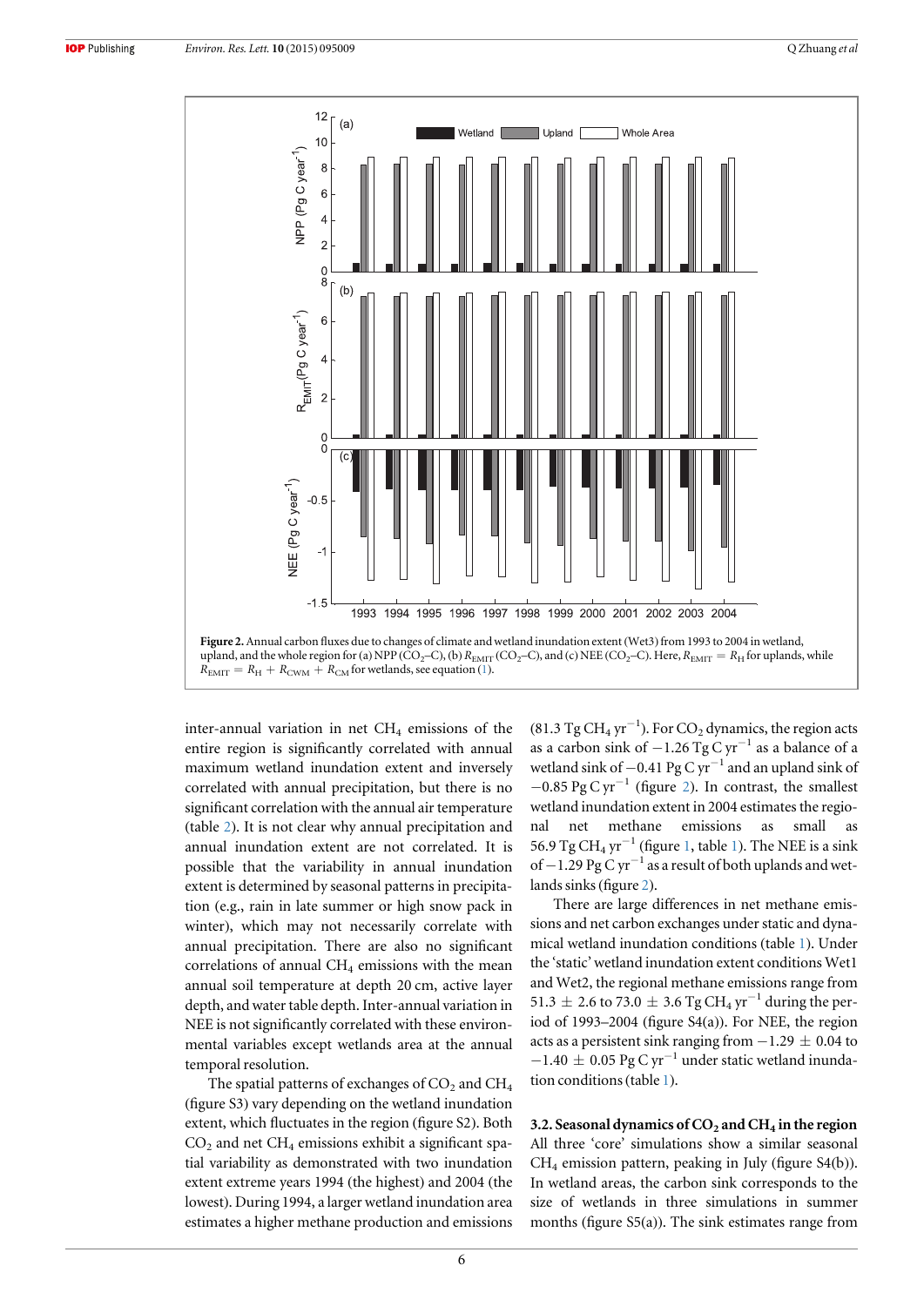**Figure 2.** Annual carbon fluxes due to changes of climate and wetland inundation extent (Wet3) from 1993 to 2004 in wetland, upland, and the whole region for (a) NPP ($CO_2$–C), (b) $R_{EMIT}$ ($CO_2$–C), and (c) NEE ($CO_2$–C). Here, $R_{EMIT} = R_H$ for uplands, while $R_{EMIT} = R_H + R_{CWM} + R_{CM}$ for wetlands, see equation (1).

inter-annual variation in net $CH_4$ emissions of the entire region is significantly correlated with annual maximum wetland inundation extent and inversely correlated with annual precipitation, but there is no significant correlation with the annual air temperature (table 2). It is not clear why annual precipitation and annual inundation extent are not correlated. It is possible that the variability in annual inundation extent is determined by seasonal patterns in precipitation (e.g., rain in late summer or high snow pack in winter), which may not necessarily correlate with annual precipitation. There are also no significant correlations of annual $CH_4$ emissions with the mean annual soil temperature at depth 20 cm, active layer depth, and water table depth. Inter-annual variation in NEE is not significantly correlated with these environmental variables except wetlands area at the annual temporal resolution.

The spatial patterns of exchanges of $CO_2$ and $CH_4$ (figure S3) vary depending on the wetland inundation extent, which fluctuates in the region (figure S2). Both $CO_2$ and net $CH_4$ emissions exhibit a significant spatial variability as demonstrated with two inundation extent extreme years 1994 (the highest) and 2004 (the lowest). During 1994, a larger wetland inundation area estimates a higher methane production and emissions (81.3 Tg $CH_4$ $yr^{-1}$). For $CO_2$ dynamics, the region acts as a carbon sink of −1.26 Tg C $yr^{-1}$ as a balance of a wetland sink of −0.41 Pg C $yr^{-1}$ and an upland sink of −0.85 Pg C $yr^{-1}$ (figure 2). In contrast, the smallest wetland inundation extent in 2004 estimates the regional net methane emissions as small as 56.9 Tg $CH_4$ $yr^{-1}$ (figure 1, table 1). The NEE is a sink of −1.29 Pg C $yr^{-1}$ as a result of both uplands and wetlands sinks (figure 2).

There are large differences in net methane emissions and net carbon exchanges under static and dynamical wetland inundation conditions (table 1). Under the 'static' wetland inundation extent conditions Wet1 and Wet2, the regional methane emissions range from 51.3 ± 2.6 to 73.0 ± 3.6 Tg $CH_4$ $yr^{-1}$ during the period of 1993–2004 (figure S4(a)). For NEE, the region acts as a persistent sink ranging from −1.29 ± 0.04 to −1.40 ± 0.05 Pg C $yr^{-1}$ under static wetland inundation conditions (table 1).

### 3.2. Seasonal dynamics of $CO_2$ and $CH_4$ in the region

All three 'core' simulations show a similar seasonal $CH_4$ emission pattern, peaking in July (figure S4(b)). In wetland areas, the carbon sink corresponds to the size of wetlands in three simulations in summer months (figure S5(a)). The sink estimates range from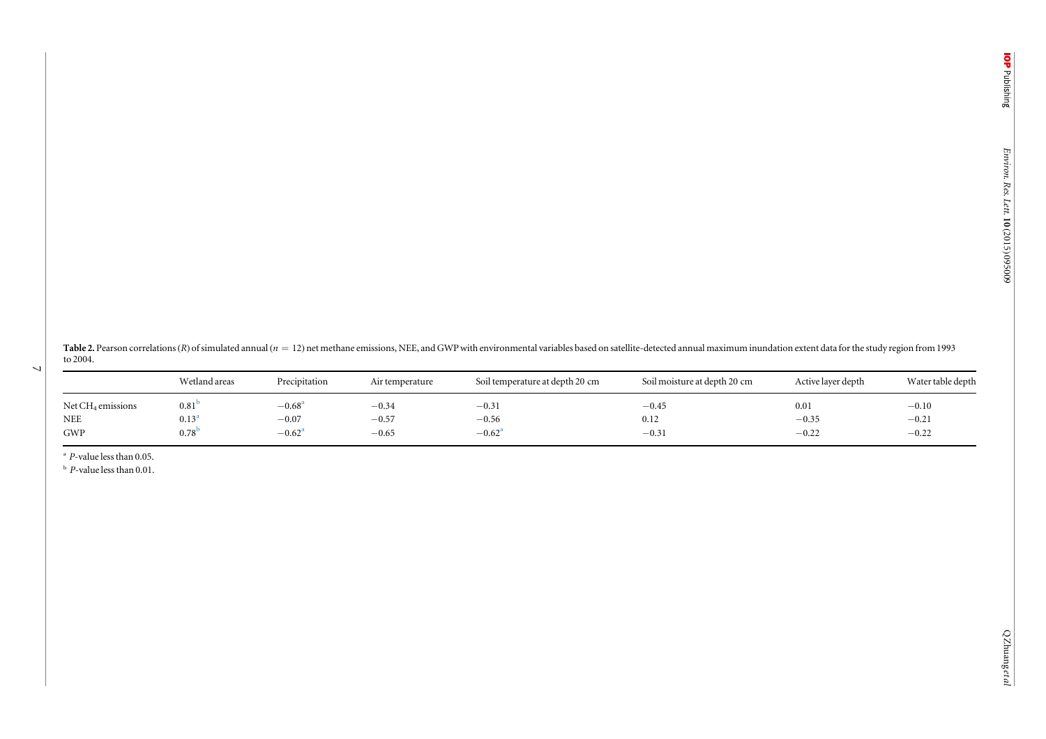**Table 2.** Pearson correlations ($R$) of simulated annual ($n = 12$) net methane emissions, NEE, and GWP with environmental variables based on satellite-detected annual maximum inundation extent data for the study region from 1993 to 2004.

| | Wetland areas | Precipitation | Air temperature | Soil temperature at depth 20 cm | Soil moisture at depth 20 cm | Active layer depth | Water table depth |
|---|---|---|---|---|---|---|---|
| Net $CH_4$ emissions | 0.81[b] | −0.68[a] | −0.34 | −0.31 | −0.45 | 0.01 | −0.10 |
| NEE | 0.13[a] | −0.07 | −0.57 | −0.56 | 0.12 | −0.35 | −0.21 |
| GWP | 0.78[b] | −0.62[a] | −0.65 | −0.62[a] | −0.31 | −0.22 | −0.22 |

[a] $P$-value less than 0.05.

[b] $P$-value less than 0.01.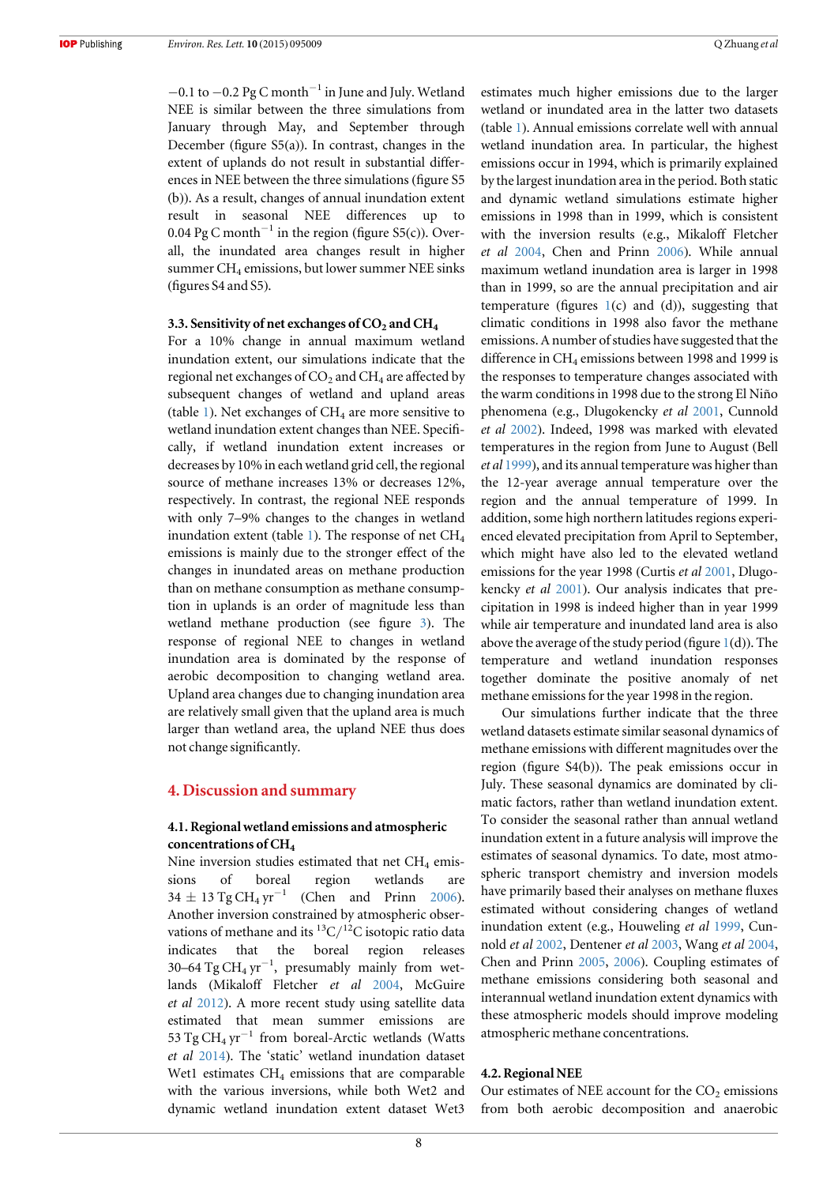−0.1 to −0.2 Pg C month$^{-1}$ in June and July. Wetland NEE is similar between the three simulations from January through May, and September through December (figure S5(a)). In contrast, changes in the extent of uplands do not result in substantial differences in NEE between the three simulations (figure S5 (b)). As a result, changes of annual inundation extent result in seasonal NEE differences up to 0.04 Pg C month$^{-1}$ in the region (figure S5(c)). Overall, the inundated area changes result in higher summer $CH_4$ emissions, but lower summer NEE sinks (figures S4 and S5).

### 3.3. Sensitivity of net exchanges of $CO_2$ and $CH_4$

For a 10% change in annual maximum wetland inundation extent, our simulations indicate that the regional net exchanges of $CO_2$ and $CH_4$ are affected by subsequent changes of wetland and upland areas (table 1). Net exchanges of $CH_4$ are more sensitive to wetland inundation extent changes than NEE. Specifically, if wetland inundation extent increases or decreases by 10% in each wetland grid cell, the regional source of methane increases 13% or decreases 12%, respectively. In contrast, the regional NEE responds with only 7–9% changes to the changes in wetland inundation extent (table 1). The response of net $CH_4$ emissions is mainly due to the stronger effect of the changes in inundated areas on methane production than on methane consumption as methane consumption in uplands is an order of magnitude less than wetland methane production (see figure 3). The response of regional NEE to changes in wetland inundation area is dominated by the response of aerobic decomposition to changing wetland area. Upland area changes due to changing inundation area are relatively small given that the upland area is much larger than wetland area, the upland NEE thus does not change significantly.

## 4. Discussion and summary

### 4.1. Regional wetland emissions and atmospheric concentrations of $CH_4$

Nine inversion studies estimated that net $CH_4$ emissions of boreal region wetlands are $34 \pm 13$ Tg $CH_4$ yr$^{-1}$ (Chen and Prinn 2006). Another inversion constrained by atmospheric observations of methane and its $^{13}C/^{12}C$ isotopic ratio data indicates that the boreal region releases 30–64 Tg $CH_4$ yr$^{-1}$, presumably mainly from wetlands (Mikaloff Fletcher *et al* 2004, McGuire *et al* 2012). A more recent study using satellite data estimated that mean summer emissions are 53 Tg $CH_4$ yr$^{-1}$ from boreal-Arctic wetlands (Watts *et al* 2014). The 'static' wetland inundation dataset Wet1 estimates $CH_4$ emissions that are comparable with the various inversions, while both Wet2 and dynamic wetland inundation extent dataset Wet3 estimates much higher emissions due to the larger wetland or inundated area in the latter two datasets (table 1). Annual emissions correlate well with annual wetland inundation area. In particular, the highest emissions occur in 1994, which is primarily explained by the largest inundation area in the period. Both static and dynamic wetland simulations estimate higher emissions in 1998 than in 1999, which is consistent with the inversion results (e.g., Mikaloff Fletcher *et al* 2004, Chen and Prinn 2006). While annual maximum wetland inundation area is larger in 1998 than in 1999, so are the annual precipitation and air temperature (figures 1(c) and (d)), suggesting that climatic conditions in 1998 also favor the methane emissions. A number of studies have suggested that the difference in $CH_4$ emissions between 1998 and 1999 is the responses to temperature changes associated with the warm conditions in 1998 due to the strong El Niño phenomena (e.g., Dlugokencky *et al* 2001, Cunnold *et al* 2002). Indeed, 1998 was marked with elevated temperatures in the region from June to August (Bell *et al* 1999), and its annual temperature was higher than the 12-year average annual temperature over the region and the annual temperature of 1999. In addition, some high northern latitudes regions experienced elevated precipitation from April to September, which might have also led to the elevated wetland emissions for the year 1998 (Curtis *et al* 2001, Dlugokencky *et al* 2001). Our analysis indicates that precipitation in 1998 is indeed higher than in year 1999 while air temperature and inundated land area is also above the average of the study period (figure 1(d)). The temperature and wetland inundation responses together dominate the positive anomaly of net methane emissions for the year 1998 in the region.

Our simulations further indicate that the three wetland datasets estimate similar seasonal dynamics of methane emissions with different magnitudes over the region (figure S4(b)). The peak emissions occur in July. These seasonal dynamics are dominated by climatic factors, rather than wetland inundation extent. To consider the seasonal rather than annual wetland inundation extent in a future analysis will improve the estimates of seasonal dynamics. To date, most atmospheric transport chemistry and inversion models have primarily based their analyses on methane fluxes estimated without considering changes of wetland inundation extent (e.g., Houweling *et al* 1999, Cunnold *et al* 2002, Dentener *et al* 2003, Wang *et al* 2004, Chen and Prinn 2005, 2006). Coupling estimates of methane emissions considering both seasonal and interannual wetland inundation extent dynamics with these atmospheric models should improve modeling atmospheric methane concentrations.

### 4.2. Regional NEE

Our estimates of NEE account for the $CO_2$ emissions from both aerobic decomposition and anaerobic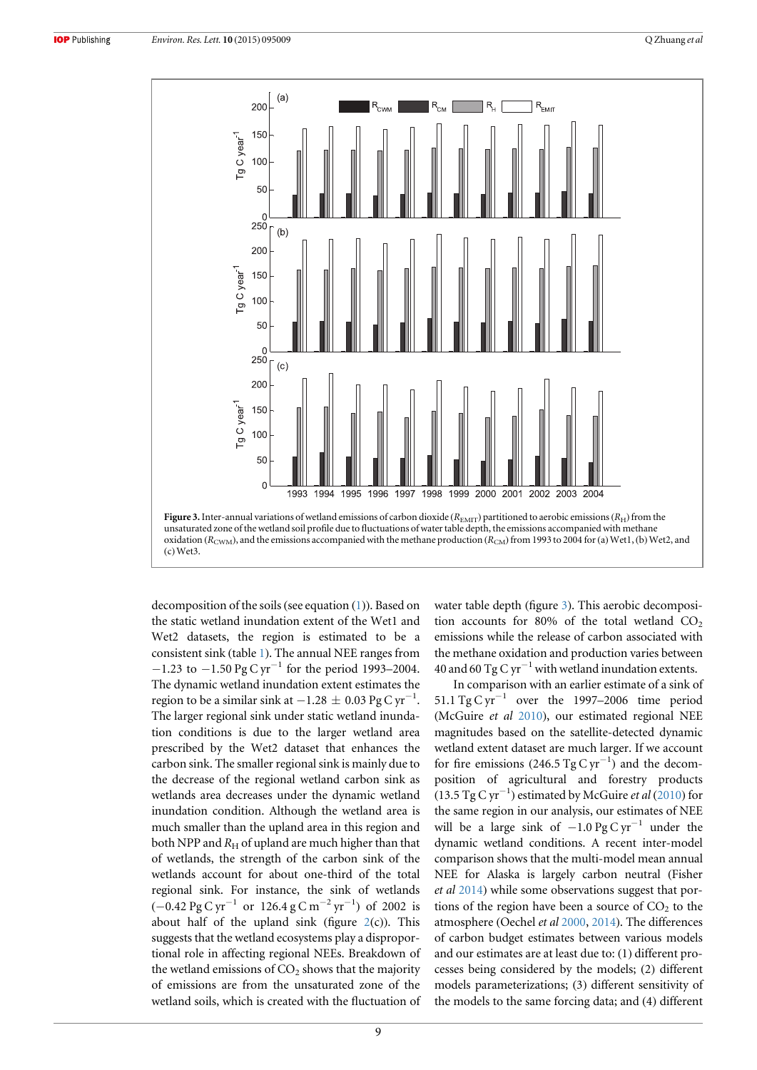**Figure 3.** Inter-annual variations of wetland emissions of carbon dioxide ($R_{EMIT}$) partitioned to aerobic emissions ($R_H$) from the unsaturated zone of the wetland soil profile due to fluctuations of water table depth, the emissions accompanied with methane oxidation ($R_{CWM}$), and the emissions accompanied with the methane production ($R_{CM}$) from 1993 to 2004 for (a) Wet1, (b) Wet2, and (c) Wet3.

decomposition of the soils (see equation (1)). Based on the static wetland inundation extent of the Wet1 and Wet2 datasets, the region is estimated to be a consistent sink (table 1). The annual NEE ranges from $-1.23$ to $-1.50\ \mathrm{Pg\ C\ yr^{-1}}$ for the period 1993–2004. The dynamic wetland inundation extent estimates the region to be a similar sink at $-1.28 \pm 0.03\ \mathrm{Pg\ C\ yr^{-1}}$. The larger regional sink under static wetland inundation conditions is due to the larger wetland area prescribed by the Wet2 dataset that enhances the carbon sink. The smaller regional sink is mainly due to the decrease of the regional wetland carbon sink as wetlands area decreases under the dynamic wetland inundation condition. Although the wetland area is much smaller than the upland area in this region and both NPP and $R_H$ of upland are much higher than that of wetlands, the strength of the carbon sink of the wetlands account for about one-third of the total regional sink. For instance, the sink of wetlands ($-0.42\ \mathrm{Pg\ C\ yr^{-1}}$ or $126.4\ \mathrm{g\ C\ m^{-2}\ yr^{-1}}$) of 2002 is about half of the upland sink (figure 2(c)). This suggests that the wetland ecosystems play a disproportional role in affecting regional NEEs. Breakdown of the wetland emissions of $CO_2$ shows that the majority of emissions are from the unsaturated zone of the wetland soils, which is created with the fluctuation of water table depth (figure 3). This aerobic decomposition accounts for 80% of the total wetland $CO_2$ emissions while the release of carbon associated with the methane oxidation and production varies between 40 and 60 $\mathrm{Tg\ C\ yr^{-1}}$ with wetland inundation extents.

In comparison with an earlier estimate of a sink of $51.1\ \mathrm{Tg\ C\ yr^{-1}}$ over the 1997–2006 time period (McGuire *et al* 2010), our estimated regional NEE magnitudes based on the satellite-detected dynamic wetland extent dataset are much larger. If we account for fire emissions ($246.5\ \mathrm{Tg\ C\ yr^{-1}}$) and the decomposition of agricultural and forestry products ($13.5\ \mathrm{Tg\ C\ yr^{-1}}$) estimated by McGuire *et al* (2010) for the same region in our analysis, our estimates of NEE will be a large sink of $-1.0\ \mathrm{Pg\ C\ yr^{-1}}$ under the dynamic wetland conditions. A recent inter-model comparison shows that the multi-model mean annual NEE for Alaska is largely carbon neutral (Fisher *et al* 2014) while some observations suggest that portions of the region have been a source of $CO_2$ to the atmosphere (Oechel *et al* 2000, 2014). The differences of carbon budget estimates between various models and our estimates are at least due to: (1) different processes being considered by the models; (2) different models parameterizations; (3) different sensitivity of the models to the same forcing data; and (4) different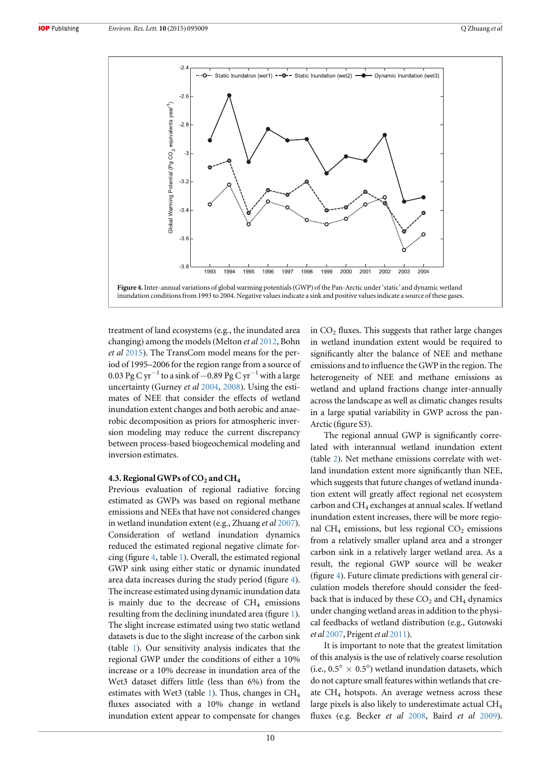**Figure 4.** Inter-annual variations of global warming potentials (GWP) of the Pan-Arctic under 'static' and dynamic wetland inundation conditions from 1993 to 2004. Negative values indicate a sink and positive values indicate a source of these gases.

treatment of land ecosystems (e.g., the inundated area changing) among the models (Melton *et al* 2012, Bohn *et al* 2015). The TransCom model means for the period of 1995–2006 for the region range from a source of 0.03 Pg C $yr^{-1}$ to a sink of −0.89 Pg C $yr^{-1}$ with a large uncertainty (Gurney *et al* 2004, 2008). Using the estimates of NEE that consider the effects of wetland inundation extent changes and both aerobic and anaerobic decomposition as priors for atmospheric inversion modeling may reduce the current discrepancy between process-based biogeochemical modeling and inversion estimates.

### 4.3. Regional GWPs of $CO_2$ and $CH_4$

Previous evaluation of regional radiative forcing estimated as GWPs was based on regional methane emissions and NEEs that have not considered changes in wetland inundation extent (e.g., Zhuang *et al* 2007). Consideration of wetland inundation dynamics reduced the estimated regional negative climate forcing (figure 4, table 1). Overall, the estimated regional GWP sink using either static or dynamic inundated area data increases during the study period (figure 4). The increase estimated using dynamic inundation data is mainly due to the decrease of $CH_4$ emissions resulting from the declining inundated area (figure 1). The slight increase estimated using two static wetland datasets is due to the slight increase of the carbon sink (table 1). Our sensitivity analysis indicates that the regional GWP under the conditions of either a 10% increase or a 10% decrease in inundation area of the Wet3 dataset differs little (less than 6%) from the estimates with Wet3 (table 1). Thus, changes in $CH_4$ fluxes associated with a 10% change in wetland inundation extent appear to compensate for changes in $CO_2$ fluxes. This suggests that rather large changes in wetland inundation extent would be required to significantly alter the balance of NEE and methane emissions and to influence the GWP in the region. The heterogeneity of NEE and methane emissions as wetland and upland fractions change inter-annually across the landscape as well as climatic changes results in a large spatial variability in GWP across the pan-Arctic (figure S3).

The regional annual GWP is significantly correlated with interannual wetland inundation extent (table 2). Net methane emissions correlate with wetland inundation extent more significantly than NEE, which suggests that future changes of wetland inundation extent will greatly affect regional net ecosystem carbon and $CH_4$ exchanges at annual scales. If wetland inundation extent increases, there will be more regional $CH_4$ emissions, but less regional $CO_2$ emissions from a relatively smaller upland area and a stronger carbon sink in a relatively larger wetland area. As a result, the regional GWP source will be weaker (figure 4). Future climate predictions with general circulation models therefore should consider the feedback that is induced by these $CO_2$ and $CH_4$ dynamics under changing wetland areas in addition to the physical feedbacks of wetland distribution (e.g., Gutowski *et al* 2007, Prigent *et al* 2011).

It is important to note that the greatest limitation of this analysis is the use of relatively coarse resolution (i.e., $0.5° \times 0.5°$) wetland inundation datasets, which do not capture small features within wetlands that create $CH_4$ hotspots. An average wetness across these large pixels is also likely to underestimate actual $CH_4$ fluxes (e.g. Becker *et al* 2008, Baird *et al* 2009).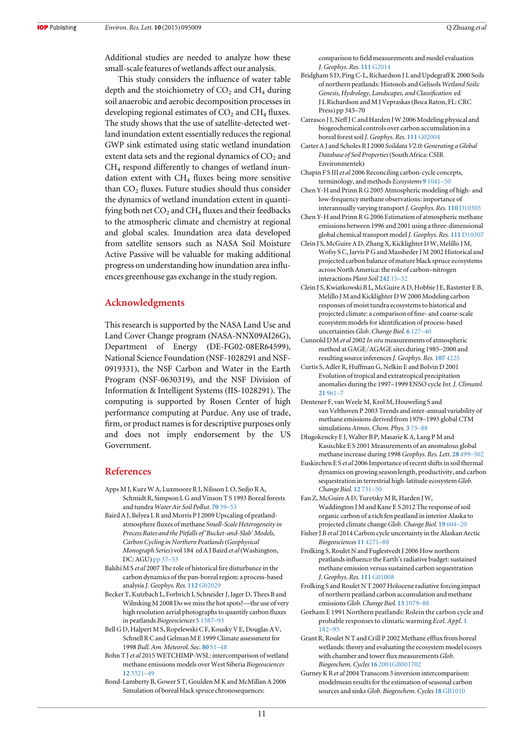Additional studies are needed to analyze how these small-scale features of wetlands affect our analysis.

This study considers the influence of water table depth and the stoichiometry of $CO_2$ and $CH_4$ during soil anaerobic and aerobic decomposition processes in developing regional estimates of $CO_2$ and $CH_4$ fluxes. The study shows that the use of satellite-detected wetland inundation extent essentially reduces the regional GWP sink estimated using static wetland inundation extent data sets and the regional dynamics of $CO_2$ and $CH_4$ respond differently to changes of wetland inundation extent with $CH_4$ fluxes being more sensitive than $CO_2$ fluxes. Future studies should thus consider the dynamics of wetland inundation extent in quantifying both net $CO_2$ and $CH_4$ fluxes and their feedbacks to the atmospheric climate and chemistry at regional and global scales. Inundation area data developed from satellite sensors such as NASA Soil Moisture Active Passive will be valuable for making additional progress on understanding how inundation area influences greenhouse gas exchange in the study region.

## Acknowledgments

This research is supported by the NASA Land Use and Land Cover Change program (NASA-NNX09AI26G), Department of Energy (DE-FG02-08ER64599), National Science Foundation (NSF-1028291 and NSF-0919331), the NSF Carbon and Water in the Earth Program (NSF-0630319), and the NSF Division of Information & Intelligent Systems (IIS-1028291). The computing is supported by Rosen Center of high performance computing at Purdue. Any use of trade, firm, or product names is for descriptive purposes only and does not imply endorsement by the US Government.

## References

Apps M J, Kurz W A, Luxmoore R J, Nilsson L O, Sedjo R A, Schmidt R, Simpson L G and Vinson T S 1993 Boreal forests and tundra *Water Air Soil Pollut.* **70** 39–53

Baird A J, Belyea L R and Morris P J 2009 Upscaling of peatland-atmosphere fluxes of methane *Small-Scale Heterogeneity in Process Rates and the Pitfalls of 'Bucket-and-Slab' Models, Carbon Cycling in Northern Peatlands* (*Geophysical Monograph Series*) vol 184 ed A J Baird *et al* (Washington, DC: AGU) pp 37–53

Balshi M S *et al* 2007 The role of historical fire disturbance in the carbon dynamics of the pan-boreal region: a process-based analysis *J. Geophys. Res.* **112** G02029

Becker T, Kutzbach L, Forbrich I, Schneider J, Jager D, Thees B and Wilmking M 2008 Do we miss the hot spots?—the use of very high resolution aerial photographs to quantify carbon fluxes in peatlands *Biogeosciences* **5** 1387–93

Bell G D, Halpert M S, Ropelewski C F, Kousky V E, Douglas A V, Schnell R C and Gelman M E 1999 Climate assessment for 1998 *Bull. Am. Meteorol. Soc.* **80** S1–48

Bohn T J *et al* 2015 WETCHIMP-WSL: intercomparison of wetland methane emissions models over West Siberia *Biogeosciences* **12** 3321–49

Bond-Lamberty B, Gower S T, Goulden M K and McMillan A 2006 Simulation of boreal black spruce chronosequences: comparison to field measurements and model evaluation *J. Geophys. Res.* **111** G2014

Bridgham S D, Ping C-L, Richardson J L and Updegraff K 2000 Soils of northern peatlands: Histosols and Gelisols *Wetland Soils: Genesis, Hydrology, Landscapes, and Classification* ed J L Richardson and M J Vepraskas (Boca Raton, FL: CRC Press) pp 343–70

Carrasco J J, Neff J C and Harden J W 2006 Modeling physical and biogeochemical controls over carbon accumulation in a boreal forest soil *J. Geophys. Res.* **111** G02004

Carter A J and Scholes R J 2000 *Soildata V2.0: Generating a Global Database of Soil Properties* (South Africa: CSIR Environmentek)

Chapin F S III *et al* 2006 Reconciling carbon-cycle concepts, terminology, and methods *Ecosystems* **9** 1041–50

Chen Y-H and Prinn R G 2005 Atmospheric modeling of high- and low-frequency methane observations: importance of interannually varying transport *J. Geophys. Res.* **110** D10303

Chen Y-H and Prinn R G 2006 Estimation of atmospheric methane emissions between 1996 and 2001 using a three-dimensional global chemical transport model *J. Geophys. Res.* **111** D10307

Clein J S, McGuire A D, Zhang X, Kicklighter D W, Melillo J M, Wofsy S C, Jarvis P G and Massheder J M 2002 Historical and projected carbon balance of mature black spruce ecosystems across North America: the role of carbon–nitrogen interactions *Plant Soil* **242** 15–32

Clein J S, Kwiatkowski B L, McGuire A D, Hobbie J E, Rastetter E B, Melillo J M and Kicklighter D W 2000 Modeling carbon responses of moist tundra ecosystems to historical and projected climate: a comparison of fine- and coarse-scale ecosystem models for identification of process-based uncertainties *Glob. Change Biol.* **6** 127–40

Cunnold D M *et al* 2002 *In situ* measurements of atmospheric method at GAGE/AGAGE sites during 1985–2000 and resulting source inferences *J. Geophys. Res.* **107** 4225

Curtis S, Adler R, Huffman G, Nelkin E and Bolvin D 2001 Evolution of tropical and extratropical precipitation anomalies during the 1997–1999 ENSO cycle *Int. J. Climatol.* **21** 961–7

Dentener F, van Weele M, Krol M, Houweling S and van Velthoven P 2003 Trends and inter-annual variability of methane emissions derived from 1979–1993 global CTM simulations *Atmos. Chem. Phys.* **3** 73–88

Dlugokencky E J, Walter B P, Masarie K A, Lang P M and Kasischke E S 2001 Measurements of an anomalous global methane increase during 1998 *Geophys. Res. Lett.* **28** 499–502

Euskirchen E S *et al* 2006 Importance of recent shifts in soil thermal dynamics on growing season length, productivity, and carbon sequestration in terrestrial high-latitude ecosystem *Glob. Change Biol.* **12** 731–50

Fan Z, McGuire A D, Turetsky M R, Harden J W, Waddington J M and Kane E S 2012 The response of soil organic carbon of a rich fen peatland in interior Alaska to projected climate change *Glob. Change Biol.* **19** 604–20

Fisher J B *et al* 2014 Carbon cycle uncertainty in the Alaskan Arctic *Biogeosciences* **11** 4271–88

Frolking S, Roulet N and Fuglestvedt J 2006 How northern peatlands influence the Earth's radiative budget: sustained methane emission versus sustained carbon sequestration *J. Geophys. Res.* **111** G01008

Frolking S and Roulet N T 2007 Holocene radiative forcing impact of northern peatland carbon accumulation and methane emissions *Glob. Change Biol.* **13** 1079–88

Gorham E 1991 Northern peatlands: Rolein the carbon cycle and probable responses to climatic warming *Ecol. Appl.* **1** 182–95

Grant R, Roulet N T and Crill P 2002 Methane efflux from boreal wetlands: theory and evaluating the ecosystem model ecosys with chamber and tower flux measurements *Glob. Biogeochem. Cycles* **16** 2001GB001702

Gurney K R *et al* 2004 Transcom 3 inversion intercomparison: modelmean results for the estimation of seasonal carbon sources and sinks *Glob. Biogeochem. Cycles* **18** GB1010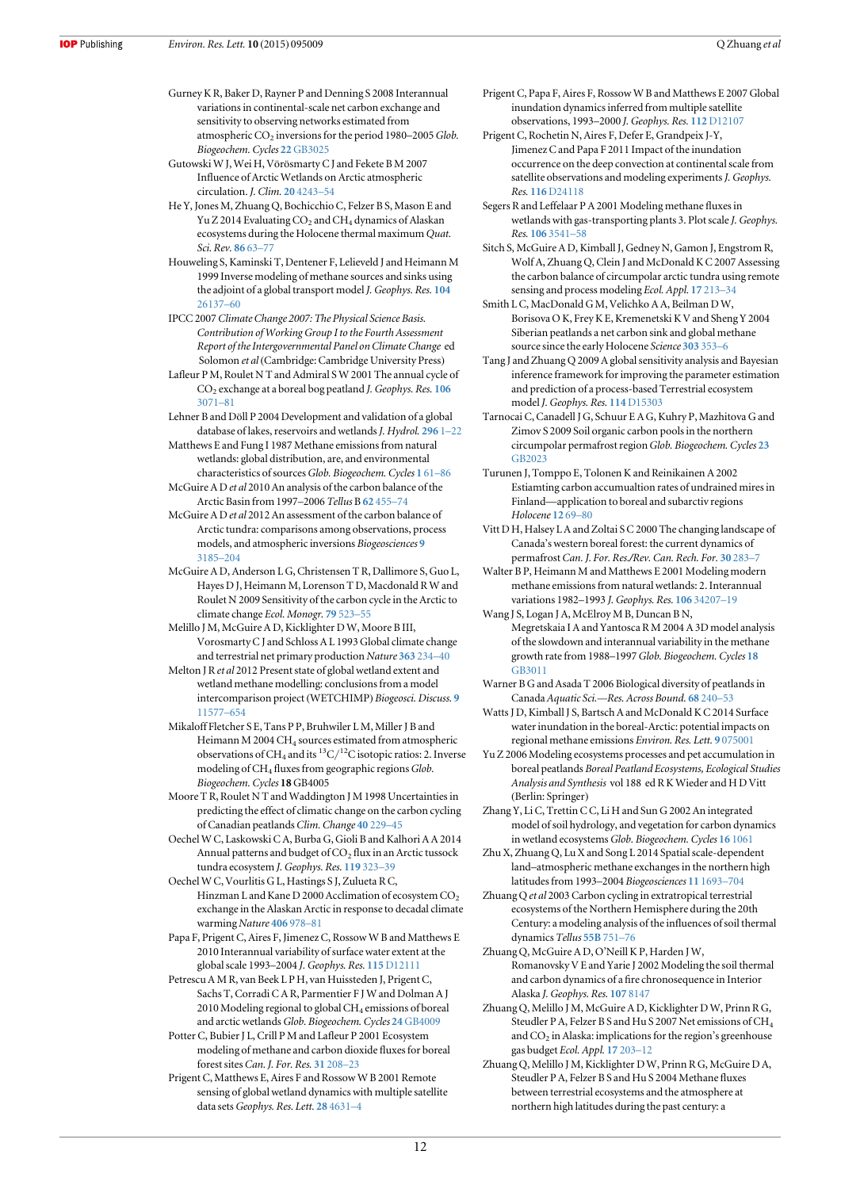Gurney K R, Baker D, Rayner P and Denning S 2008 Interannual variations in continental-scale net carbon exchange and sensitivity to observing networks estimated from atmospheric $CO_2$ inversions for the period 1980–2005 *Glob. Biogeochem. Cycles* **22** GB3025

Gutowski W J, Wei H, Vörösmarty C J and Fekete B M 2007 Influence of Arctic Wetlands on Arctic atmospheric circulation. *J. Clim.* **20** 4243–54

He Y, Jones M, Zhuang Q, Bochicchio C, Felzer B S, Mason E and Yu Z 2014 Evaluating $CO_2$ and $CH_4$ dynamics of Alaskan ecosystems during the Holocene thermal maximum *Quat. Sci. Rev.* **86** 63–77

Houweling S, Kaminski T, Dentener F, Lelieveld J and Heimann M 1999 Inverse modeling of methane sources and sinks using the adjoint of a global transport model *J. Geophys. Res.* **104** 26137–60

IPCC 2007 *Climate Change 2007: The Physical Science Basis. Contribution of Working Group I to the Fourth Assessment Report of the Intergovernmental Panel on Climate Change* ed Solomon *et al* (Cambridge: Cambridge University Press)

Lafleur P M, Roulet N T and Admiral S W 2001 The annual cycle of $CO_2$ exchange at a boreal bog peatland *J. Geophys. Res.* **106** 3071–81

Lehner B and Döll P 2004 Development and validation of a global database of lakes, reservoirs and wetlands *J. Hydrol.* **296** 1–22

Matthews E and Fung I 1987 Methane emissions from natural wetlands: global distribution, are, and environmental characteristics of sources *Glob. Biogeochem. Cycles* **1** 61–86

McGuire A D *et al* 2010 An analysis of the carbon balance of the Arctic Basin from 1997–2006 *Tellus* B **62** 455–74

McGuire A D *et al* 2012 An assessment of the carbon balance of Arctic tundra: comparisons among observations, process models, and atmospheric inversions *Biogeosciences* **9** 3185–204

McGuire A D, Anderson L G, Christensen T R, Dallimore S, Guo L, Hayes D J, Heimann M, Lorenson T D, Macdonald R W and Roulet N 2009 Sensitivity of the carbon cycle in the Arctic to climate change *Ecol. Monogr.* **79** 523–55

Melillo J M, McGuire A D, Kicklighter D W, Moore B III, Vorosmarty C J and Schloss A L 1993 Global climate change and terrestrial net primary production *Nature* **363** 234–40

Melton J R *et al* 2012 Present state of global wetland extent and wetland methane modelling: conclusions from a model intercomparison project (WETCHIMP) *Biogeosci. Discuss.* **9** 11577–654

Mikaloff Fletcher S E, Tans P P, Bruhwiler L M, Miller J B and Heimann M 2004 $CH_4$ sources estimated from atmospheric observations of $CH_4$ and its $^{13}C/^{12}C$ isotopic ratios: 2. Inverse modeling of $CH_4$ fluxes from geographic regions *Glob. Biogeochem. Cycles* **18** GB4005

Moore T R, Roulet N T and Waddington J M 1998 Uncertainties in predicting the effect of climatic change on the carbon cycling of Canadian peatlands *Clim. Change* **40** 229–45

Oechel W C, Laskowski C A, Burba G, Gioli B and Kalhori A A 2014 Annual patterns and budget of $CO_2$ flux in an Arctic tussock tundra ecosystem *J. Geophys. Res.* **119** 323–39

Oechel W C, Vourlitis G L, Hastings S J, Zulueta R C, Hinzman L and Kane D 2000 Acclimation of ecosystem $CO_2$ exchange in the Alaskan Arctic in response to decadal climate warming *Nature* **406** 978–81

Papa F, Prigent C, Aires F, Jimenez C, Rossow W B and Matthews E 2010 Interannual variability of surface water extent at the global scale 1993–2004 *J. Geophys. Res.* **115** D12111

Petrescu A M R, van Beek L P H, van Huissteden J, Prigent C, Sachs T, Corradi C A R, Parmentier F J W and Dolman A J 2010 Modeling regional to global $CH_4$ emissions of boreal and arctic wetlands *Glob. Biogeochem. Cycles* **24** GB4009

Potter C, Bubier J L, Crill P M and Lafleur P 2001 Ecosystem modeling of methane and carbon dioxide fluxes for boreal forest sites *Can. J. For. Res.* **31** 208–23

Prigent C, Matthews E, Aires F and Rossow W B 2001 Remote sensing of global wetland dynamics with multiple satellite data sets *Geophys. Res. Lett.* **28** 4631–4

Prigent C, Papa F, Aires F, Rossow W B and Matthews E 2007 Global inundation dynamics inferred from multiple satellite observations, 1993–2000 *J. Geophys. Res.* **112** D12107

Prigent C, Rochetin N, Aires F, Defer E, Grandpeix J-Y, Jimenez C and Papa F 2011 Impact of the inundation occurrence on the deep convection at continental scale from satellite observations and modeling experiments *J. Geophys. Res.* **116** D24118

Segers R and Leffelaar P A 2001 Modeling methane fluxes in wetlands with gas-transporting plants 3. Plot scale *J. Geophys. Res.* **106** 3541–58

Sitch S, McGuire A D, Kimball J, Gedney N, Gamon J, Engstrom R, Wolf A, Zhuang Q, Clein J and McDonald K C 2007 Assessing the carbon balance of circumpolar arctic tundra using remote sensing and process modeling *Ecol. Appl.* **17** 213–34

Smith L C, MacDonald G M, Velichko A A, Beilman D W, Borisova O K, Frey K E, Kremenetski K V and Sheng Y 2004 Siberian peatlands a net carbon sink and global methane source since the early Holocene *Science* **303** 353–6

Tang J and Zhuang Q 2009 A global sensitivity analysis and Bayesian inference framework for improving the parameter estimation and prediction of a process-based Terrestrial ecosystem model *J. Geophys. Res.* **114** D15303

Tarnocai C, Canadell J G, Schuur E A G, Kuhry P, Mazhitova G and Zimov S 2009 Soil organic carbon pools in the northern circumpolar permafrost region *Glob. Biogeochem. Cycles* **23** GB2023

Turunen J, Tomppo E, Tolonen K and Reinikainen A 2002 Estiamting carbon accumualtion rates of undrained mires in Finland—application to boreal and subarctiv regions *Holocene* **12** 69–80

Vitt D H, Halsey L A and Zoltai S C 2000 The changing landscape of Canada's western boreal forest: the current dynamics of permafrost *Can. J. For. Res./Rev. Can. Rech. For.* **30** 283–7

Walter B P, Heimann M and Matthews E 2001 Modeling modern methane emissions from natural wetlands: 2. Interannual variations 1982–1993 *J. Geophys. Res.* **106** 34207–19

Wang J S, Logan J A, McElroy M B, Duncan B N, Megretskaia I A and Yantosca R M 2004 A 3D model analysis of the slowdown and interannual variability in the methane growth rate from 1988–1997 *Glob. Biogeochem. Cycles* **18** GB3011

Warner B G and Asada T 2006 Biological diversity of peatlands in Canada *Aquatic Sci.—Res. Across Bound.* **68** 240–53

Watts J D, Kimball J S, Bartsch A and McDonald K C 2014 Surface water inundation in the boreal-Arctic: potential impacts on regional methane emissions *Environ. Res. Lett.* **9** 075001

Yu Z 2006 Modeling ecosystems processes and pet accumulation in boreal peatlands *Boreal Peatland Ecosystems, Ecological Studies Analysis and Synthesis* vol 188 ed R K Wieder and H D Vitt (Berlin: Springer)

Zhang Y, Li C, Trettin C C, Li H and Sun G 2002 An integrated model of soil hydrology, and vegetation for carbon dynamics in wetland ecosystems *Glob. Biogeochem. Cycles* **16** 1061

Zhu X, Zhuang Q, Lu X and Song L 2014 Spatial scale-dependent land–atmospheric methane exchanges in the northern high latitudes from 1993–2004 *Biogeosciences* **11** 1693–704

Zhuang Q *et al* 2003 Carbon cycling in extratropical terrestrial ecosystems of the Northern Hemisphere during the 20th Century: a modeling analysis of the influences of soil thermal dynamics *Tellus* **55B** 751–76

Zhuang Q, McGuire A D, O'Neill K P, Harden J W, Romanovsky V E and Yarie J 2002 Modeling the soil thermal and carbon dynamics of a fire chronosequence in Interior Alaska *J. Geophys. Res.* **107** 8147

Zhuang Q, Melillo J M, McGuire A D, Kicklighter D W, Prinn R G, Steudler P A, Felzer B S and Hu S 2007 Net emissions of $CH_4$ and $CO_2$ in Alaska: implications for the region's greenhouse gas budget *Ecol. Appl.* **17** 203–12

Zhuang Q, Melillo J M, Kicklighter D W, Prinn R G, McGuire D A, Steudler P A, Felzer B S and Hu S 2004 Methane fluxes between terrestrial ecosystems and the atmosphere at northern high latitudes during the past century: a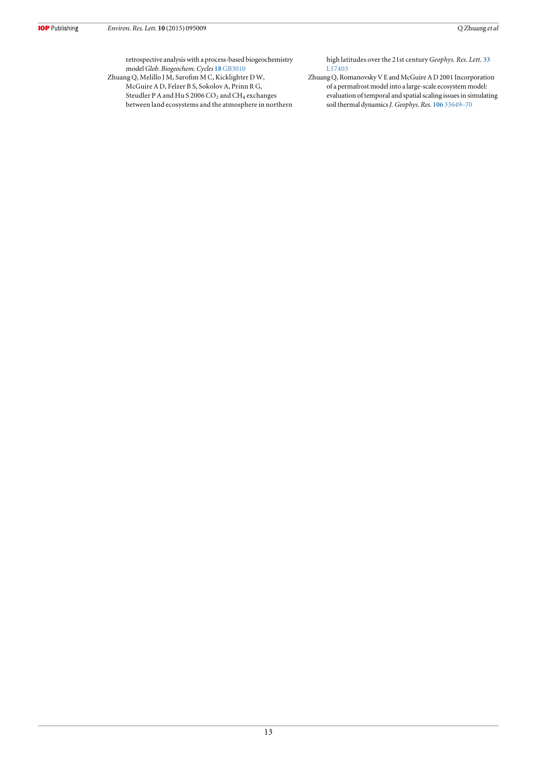retrospective analysis with a process-based biogeochemistry model *Glob. Biogeochem. Cycles* **18** GB3010

Zhuang Q, Melillo J M, Sarofim M C, Kicklighter D W, McGuire A D, Felzer B S, Sokolov A, Prinn R G, Steudler P A and Hu S 2006 $CO_2$ and $CH_4$ exchanges between land ecosystems and the atmosphere in northern high latitudes over the 21st century *Geophys. Res. Lett.* **33** L17403

Zhuang Q, Romanovsky V E and McGuire A D 2001 Incorporation of a permafrost model into a large-scale ecosystem model: evaluation of temporal and spatial scaling issues in simulating soil thermal dynamics *J. Geophys. Res.* **106** 33649–70